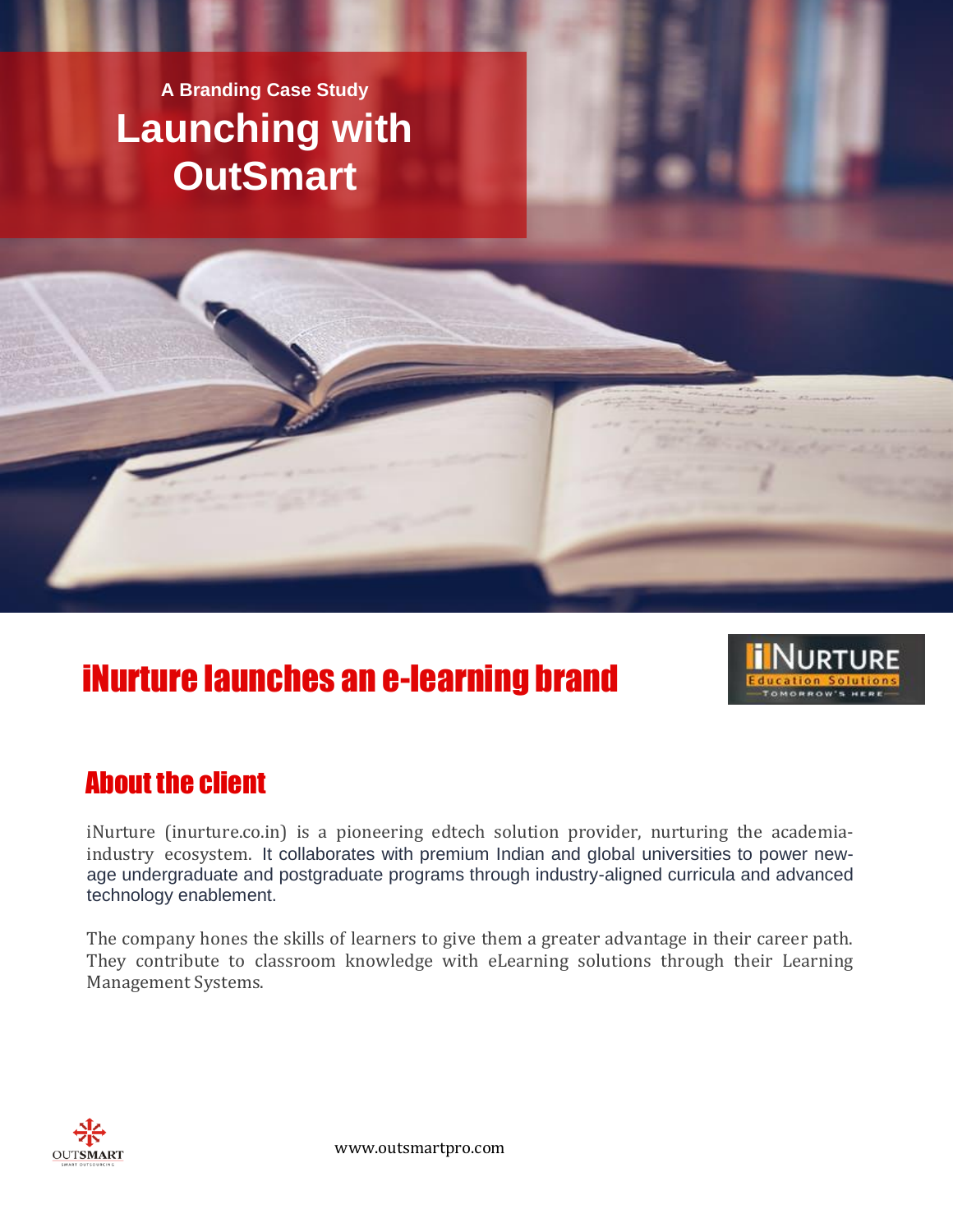A Branding Case Study

# Launching with OutSmart

## iNurture launches an e-learning brand

### About the client

iNurture (inurture.co.in) is a pioneering edtech solution provider, nurturing the academia-industry ecosystem. It collaborates with premium Indian and global universities to power new-age undergraduate and postgraduate programs through industry-aligned curricula and advanced technology enablement.

The company hones the skills of learners to give them a greater advantage in their career path. They contribute to classroom knowledge with eLearning solutions through their Learning Management Systems.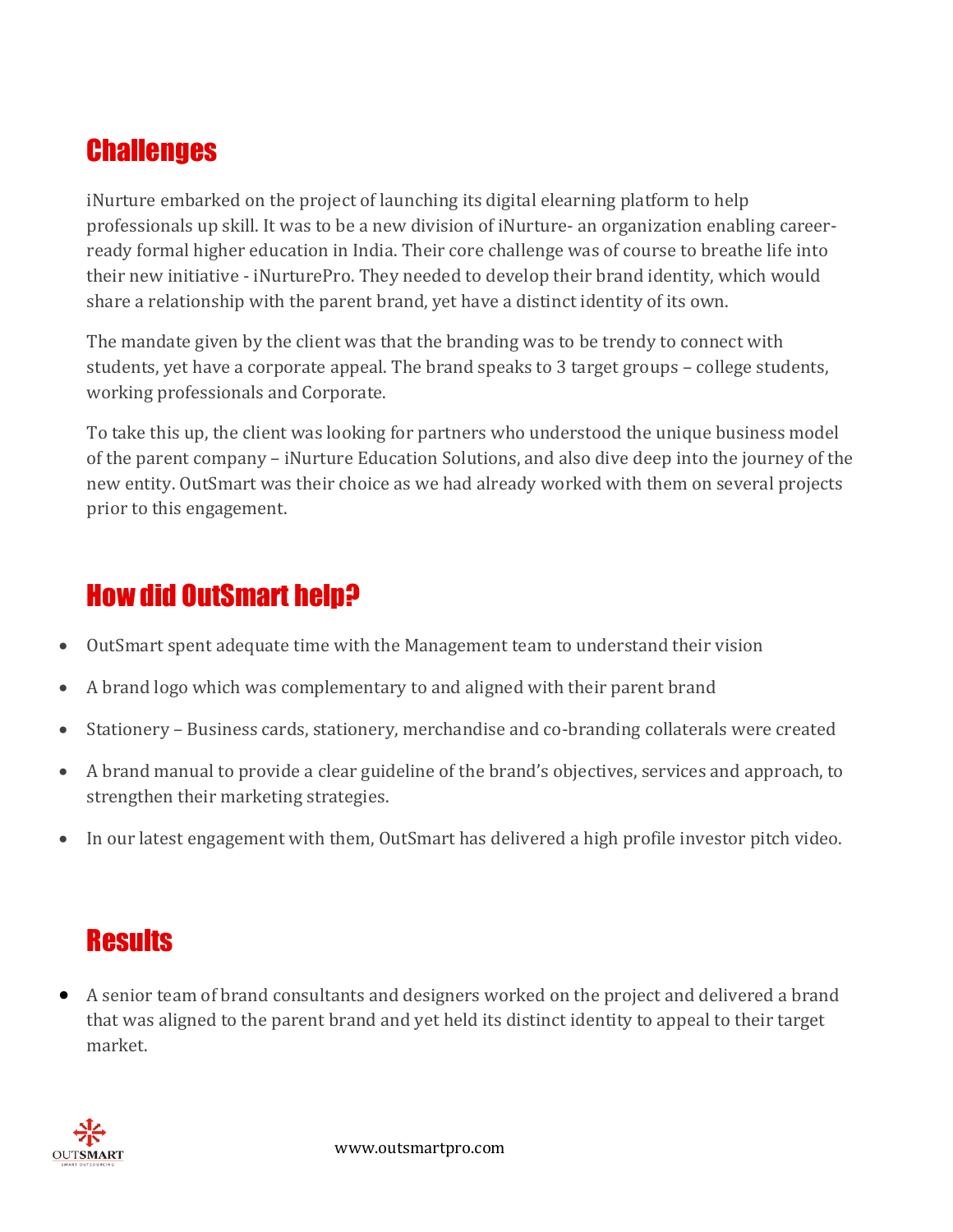## Challenges

iNurture embarked on the project of launching its digital elearning platform to help professionals up skill. It was to be a new division of iNurture- an organization enabling career-ready formal higher education in India. Their core challenge was of course to breathe life into their new initiative - iNurturePro. They needed to develop their brand identity, which would share a relationship with the parent brand, yet have a distinct identity of its own.

The mandate given by the client was that the branding was to be trendy to connect with students, yet have a corporate appeal. The brand speaks to 3 target groups – college students, working professionals and Corporate.

To take this up, the client was looking for partners who understood the unique business model of the parent company – iNurture Education Solutions, and also dive deep into the journey of the new entity. OutSmart was their choice as we had already worked with them on several projects prior to this engagement.

## How did OutSmart help?

- OutSmart spent adequate time with the Management team to understand their vision
- A brand logo which was complementary to and aligned with their parent brand
- Stationery – Business cards, stationery, merchandise and co-branding collaterals were created
- A brand manual to provide a clear guideline of the brand's objectives, services and approach, to strengthen their marketing strategies.
- In our latest engagement with them, OutSmart has delivered a high profile investor pitch video.

## Results

- A senior team of brand consultants and designers worked on the project and delivered a brand that was aligned to the parent brand and yet held its distinct identity to appeal to their target market.